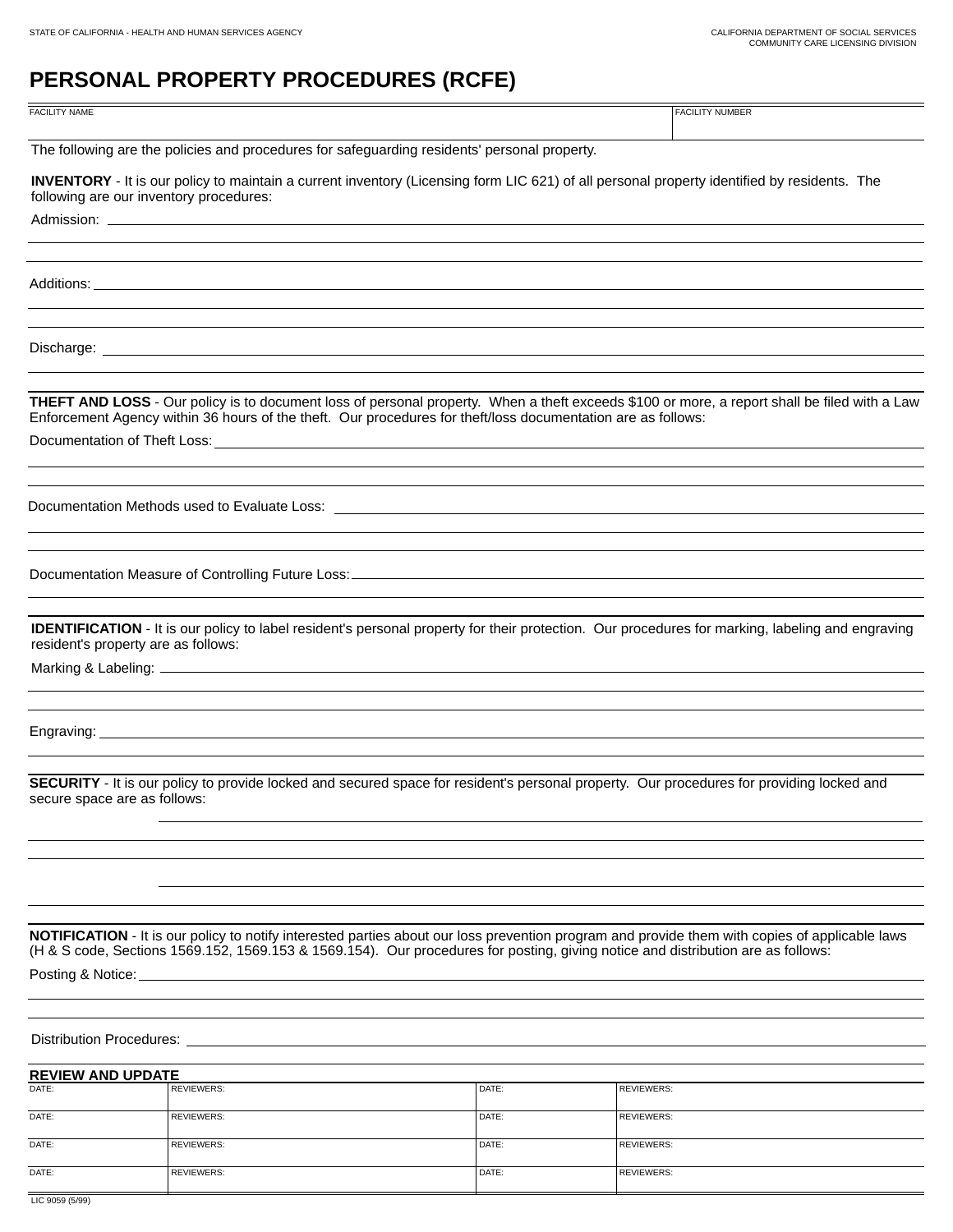STATE OF CALIFORNIA - HEALTH AND HUMAN SERVICES AGENCY

CALIFORNIA DEPARTMENT OF SOCIAL SERVICES
COMMUNITY CARE LICENSING DIVISION

# PERSONAL PROPERTY PROCEDURES (RCFE)

| FACILITY NAME | FACILITY NUMBER |
|---|---|
| | |

The following are the policies and procedures for safeguarding residents' personal property.

**INVENTORY** - It is our policy to maintain a current inventory (Licensing form LIC 621) of all personal property identified by residents. The following are our inventory procedures:

Admission: ______________________________

Additions: ______________________________

Discharge: ______________________________

**THEFT AND LOSS** - Our policy is to document loss of personal property. When a theft exceeds $100 or more, a report shall be filed with a Law Enforcement Agency within 36 hours of the theft. Our procedures for theft/loss documentation are as follows:

Documentation of Theft Loss: ______________________________

Documentation Methods used to Evaluate Loss: ______________________________

Documentation Measure of Controlling Future Loss: ______________________________

**IDENTIFICATION** - It is our policy to label resident's personal property for their protection. Our procedures for marking, labeling and engraving resident's property are as follows:

Marking & Labeling: ______________________________

Engraving: ______________________________

**SECURITY** - It is our policy to provide locked and secured space for resident's personal property. Our procedures for providing locked and secure space are as follows:

______________________________

**NOTIFICATION** - It is our policy to notify interested parties about our loss prevention program and provide them with copies of applicable laws (H & S code, Sections 1569.152, 1569.153 & 1569.154). Our procedures for posting, giving notice and distribution are as follows:

Posting & Notice: ______________________________

Distribution Procedures: ______________________________

**REVIEW AND UPDATE**

| DATE: | REVIEWERS: | DATE: | REVIEWERS: |
|---|---|---|---|
| DATE: | REVIEWERS: | DATE: | REVIEWERS: |
| DATE: | REVIEWERS: | DATE: | REVIEWERS: |
| DATE: | REVIEWERS: | DATE: | REVIEWERS: |

LIC 9059 (5/99)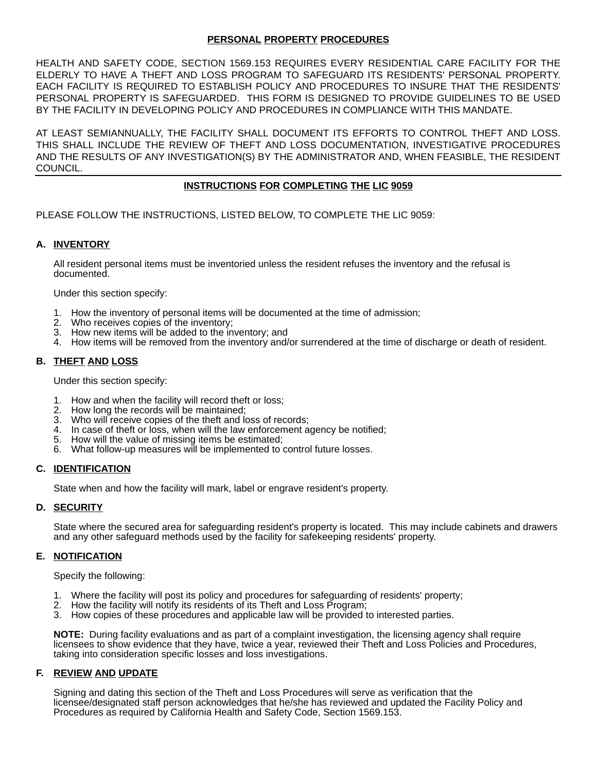## PERSONAL PROPERTY PROCEDURES

HEALTH AND SAFETY CODE, SECTION 1569.153 REQUIRES EVERY RESIDENTIAL CARE FACILITY FOR THE ELDERLY TO HAVE A THEFT AND LOSS PROGRAM TO SAFEGUARD ITS RESIDENTS' PERSONAL PROPERTY. EACH FACILITY IS REQUIRED TO ESTABLISH POLICY AND PROCEDURES TO INSURE THAT THE RESIDENTS' PERSONAL PROPERTY IS SAFEGUARDED. THIS FORM IS DESIGNED TO PROVIDE GUIDELINES TO BE USED BY THE FACILITY IN DEVELOPING POLICY AND PROCEDURES IN COMPLIANCE WITH THIS MANDATE.

AT LEAST SEMIANNUALLY, THE FACILITY SHALL DOCUMENT ITS EFFORTS TO CONTROL THEFT AND LOSS. THIS SHALL INCLUDE THE REVIEW OF THEFT AND LOSS DOCUMENTATION, INVESTIGATIVE PROCEDURES AND THE RESULTS OF ANY INVESTIGATION(S) BY THE ADMINISTRATOR AND, WHEN FEASIBLE, THE RESIDENT COUNCIL.

---

## INSTRUCTIONS FOR COMPLETING THE LIC 9059

PLEASE FOLLOW THE INSTRUCTIONS, LISTED BELOW, TO COMPLETE THE LIC 9059:

### A. INVENTORY

All resident personal items must be inventoried unless the resident refuses the inventory and the refusal is documented.

Under this section specify:

1. How the inventory of personal items will be documented at the time of admission;
2. Who receives copies of the inventory;
3. How new items will be added to the inventory; and
4. How items will be removed from the inventory and/or surrendered at the time of discharge or death of resident.

### B. THEFT AND LOSS

Under this section specify:

1. How and when the facility will record theft or loss;
2. How long the records will be maintained;
3. Who will receive copies of the theft and loss of records;
4. In case of theft or loss, when will the law enforcement agency be notified;
5. How will the value of missing items be estimated;
6. What follow-up measures will be implemented to control future losses.

### C. IDENTIFICATION

State when and how the facility will mark, label or engrave resident's property.

### D. SECURITY

State where the secured area for safeguarding resident's property is located. This may include cabinets and drawers and any other safeguard methods used by the facility for safekeeping residents' property.

### E. NOTIFICATION

Specify the following:

1. Where the facility will post its policy and procedures for safeguarding of residents' property;
2. How the facility will notify its residents of its Theft and Loss Program;
3. How copies of these procedures and applicable law will be provided to interested parties.

**NOTE:** During facility evaluations and as part of a complaint investigation, the licensing agency shall require licensees to show evidence that they have, twice a year, reviewed their Theft and Loss Policies and Procedures, taking into consideration specific losses and loss investigations.

### F. REVIEW AND UPDATE

Signing and dating this section of the Theft and Loss Procedures will serve as verification that the licensee/designated staff person acknowledges that he/she has reviewed and updated the Facility Policy and Procedures as required by California Health and Safety Code, Section 1569.153.